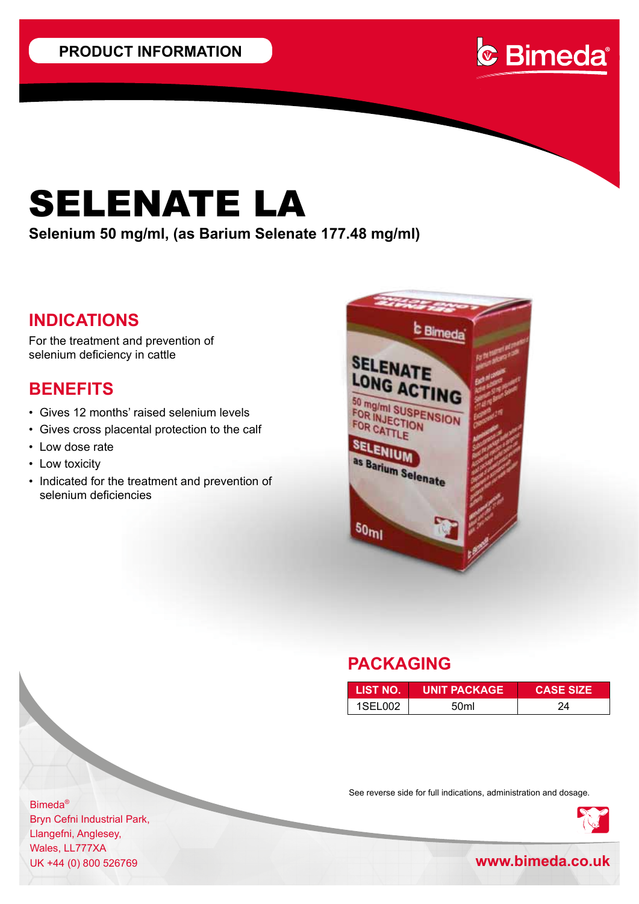PRODUCT INFORMATION

Bimeda®

# SELENATE LA

**Selenium 50 mg/ml, (as Barium Selenate 177.48 mg/ml)**

## INDICATIONS

For the treatment and prevention of selenium deficiency in cattle

## BENEFITS

- Gives 12 months' raised selenium levels
- Gives cross placental protection to the calf
- Low dose rate
- Low toxicity
- Indicated for the treatment and prevention of selenium deficiencies

## PACKAGING

| LIST NO. | UNIT PACKAGE | CASE SIZE |
|---|---|---|
| 1SEL002 | 50ml | 24 |

See reverse side for full indications, administration and dosage.

Bimeda®
Bryn Cefni Industrial Park,
Llangefni, Anglesey,
Wales, LL777XA
UK +44 (0) 800 526769

www.bimeda.co.uk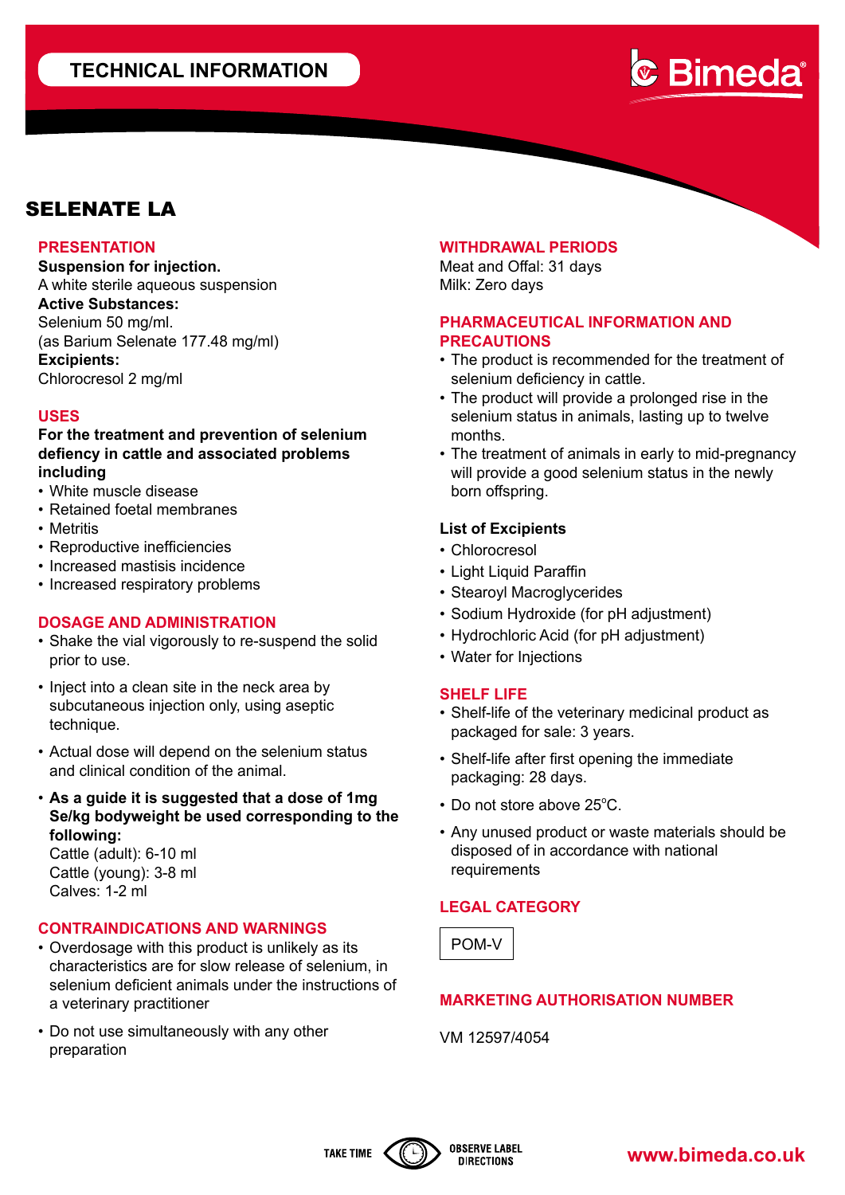TECHNICAL INFORMATION

Bimeda®

# SELENATE LA

## PRESENTATION

**Suspension for injection.**
A white sterile aqueous suspension
**Active Substances:**
Selenium 50 mg/ml.
(as Barium Selenate 177.48 mg/ml)
**Excipients:**
Chlorocresol 2 mg/ml

## USES

**For the treatment and prevention of selenium defiency in cattle and associated problems including**

- White muscle disease
- Retained foetal membranes
- Metritis
- Reproductive inefficiencies
- Increased mastisis incidence
- Increased respiratory problems

## DOSAGE AND ADMINISTRATION

- Shake the vial vigorously to re-suspend the solid prior to use.
- Inject into a clean site in the neck area by subcutaneous injection only, using aseptic technique.
- Actual dose will depend on the selenium status and clinical condition of the animal.
- **As a guide it is suggested that a dose of 1mg Se/kg bodyweight be used corresponding to the following:**
  Cattle (adult): 6-10 ml
  Cattle (young): 3-8 ml
  Calves: 1-2 ml

## CONTRAINDICATIONS AND WARNINGS

- Overdosage with this product is unlikely as its characteristics are for slow release of selenium, in selenium deficient animals under the instructions of a veterinary practitioner
- Do not use simultaneously with any other preparation

## WITHDRAWAL PERIODS

Meat and Offal: 31 days
Milk: Zero days

## PHARMACEUTICAL INFORMATION AND PRECAUTIONS

- The product is recommended for the treatment of selenium deficiency in cattle.
- The product will provide a prolonged rise in the selenium status in animals, lasting up to twelve months.
- The treatment of animals in early to mid-pregnancy will provide a good selenium status in the newly born offspring.

**List of Excipients**

- Chlorocresol
- Light Liquid Paraffin
- Stearoyl Macroglycerides
- Sodium Hydroxide (for pH adjustment)
- Hydrochloric Acid (for pH adjustment)
- Water for Injections

## SHELF LIFE

- Shelf-life of the veterinary medicinal product as packaged for sale: 3 years.
- Shelf-life after first opening the immediate packaging: 28 days.
- Do not store above 25°C.
- Any unused product or waste materials should be disposed of in accordance with national requirements

## LEGAL CATEGORY

POM-V

## MARKETING AUTHORISATION NUMBER

VM 12597/4054

TAKE TIME OBSERVE LABEL DIRECTIONS

www.bimeda.co.uk